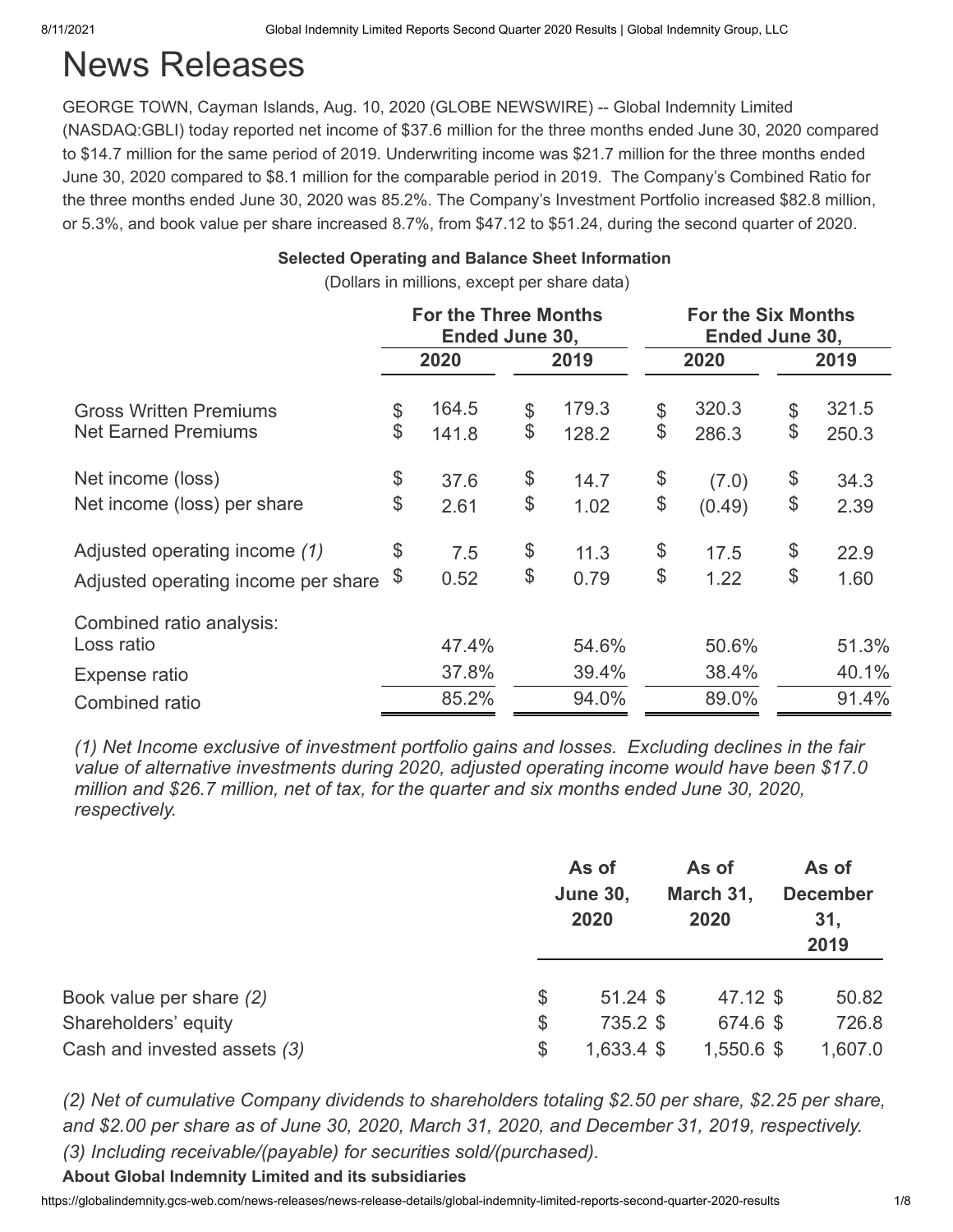# News Releases

GEORGE TOWN, Cayman Islands, Aug. 10, 2020 (GLOBE NEWSWIRE) -- Global Indemnity Limited (NASDAQ:GBLI) today reported net income of $37.6 million for the three months ended June 30, 2020 compared to $14.7 million for the same period of 2019. Underwriting income was $21.7 million for the three months ended June 30, 2020 compared to $8.1 million for the comparable period in 2019. The Company's Combined Ratio for the three months ended June 30, 2020 was 85.2%. The Company's Investment Portfolio increased $82.8 million, or 5.3%, and book value per share increased 8.7%, from $47.12 to $51.24, during the second quarter of 2020.

**Selected Operating and Balance Sheet Information**

(Dollars in millions, except per share data)

| | For the Three Months Ended June 30, | | For the Six Months Ended June 30, | |
|---|---|---|---|---|
| | 2020 | 2019 | 2020 | 2019 |
| Gross Written Premiums | $ 164.5 | $ 179.3 | $ 320.3 | $ 321.5 |
| Net Earned Premiums | $ 141.8 | $ 128.2 | $ 286.3 | $ 250.3 |
| Net income (loss) | $ 37.6 | $ 14.7 | $ (7.0) | $ 34.3 |
| Net income (loss) per share | $ 2.61 | $ 1.02 | $ (0.49) | $ 2.39 |
| Adjusted operating income *(1)* | $ 7.5 | $ 11.3 | $ 17.5 | $ 22.9 |
| Adjusted operating income per share | $ 0.52 | $ 0.79 | $ 1.22 | $ 1.60 |
| Combined ratio analysis: | | | | |
| Loss ratio | 47.4% | 54.6% | 50.6% | 51.3% |
| Expense ratio | 37.8% | 39.4% | 38.4% | 40.1% |
| Combined ratio | 85.2% | 94.0% | 89.0% | 91.4% |

*(1) Net Income exclusive of investment portfolio gains and losses. Excluding declines in the fair value of alternative investments during 2020, adjusted operating income would have been $17.0 million and $26.7 million, net of tax, for the quarter and six months ended June 30, 2020, respectively.*

| | As of June 30, 2020 | As of March 31, 2020 | As of December 31, 2019 |
|---|---|---|---|
| Book value per share *(2)* | $ 51.24 | $ 47.12 | $ 50.82 |
| Shareholders' equity | $ 735.2 | $ 674.6 | $ 726.8 |
| Cash and invested assets *(3)* | $ 1,633.4 | $ 1,550.6 | $ 1,607.0 |

*(2) Net of cumulative Company dividends to shareholders totaling $2.50 per share, $2.25 per share, and $2.00 per share as of June 30, 2020, March 31, 2020, and December 31, 2019, respectively.*

*(3) Including receivable/(payable) for securities sold/(purchased).*

**About Global Indemnity Limited and its subsidiaries**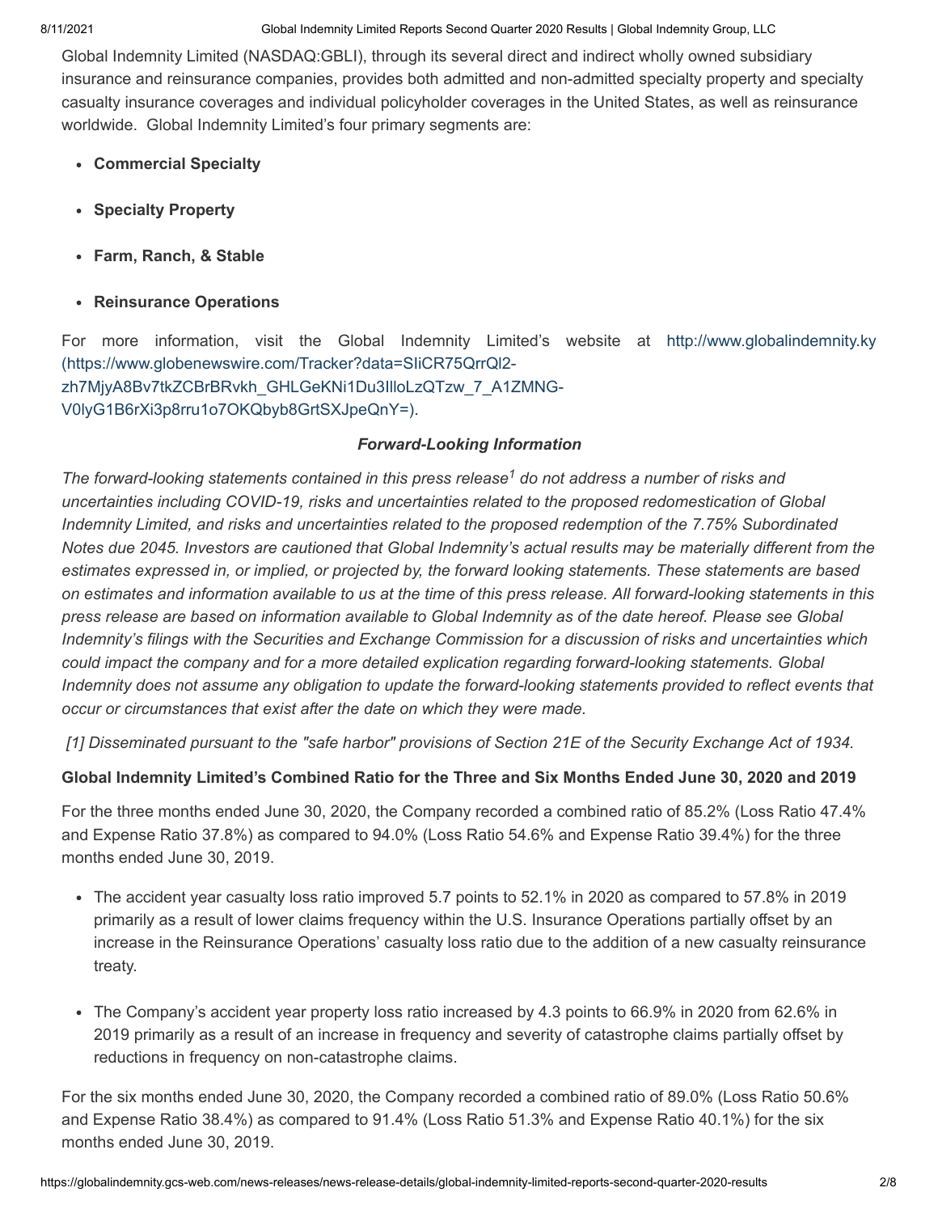Global Indemnity Limited (NASDAQ:GBLI), through its several direct and indirect wholly owned subsidiary insurance and reinsurance companies, provides both admitted and non-admitted specialty property and specialty casualty insurance coverages and individual policyholder coverages in the United States, as well as reinsurance worldwide. Global Indemnity Limited's four primary segments are:

- **Commercial Specialty**
- **Specialty Property**
- **Farm, Ranch, & Stable**
- **Reinsurance Operations**

For more information, visit the Global Indemnity Limited's website at http://www.globalindemnity.ky (https://www.globenewswire.com/Tracker?data=SIiCR75QrrQl2-zh7MjyA8Bv7tkZCBrBRvkh_GHLGeKNi1Du3IlloLzQTzw_7_A1ZMNG-V0lyG1B6rXi3p8rru1o7OKQbyb8GrtSXJpeQnY=).

***Forward-Looking Information***

*The forward-looking statements contained in this press release[1] do not address a number of risks and uncertainties including COVID-19, risks and uncertainties related to the proposed redomestication of Global Indemnity Limited, and risks and uncertainties related to the proposed redemption of the 7.75% Subordinated Notes due 2045. Investors are cautioned that Global Indemnity's actual results may be materially different from the estimates expressed in, or implied, or projected by, the forward looking statements. These statements are based on estimates and information available to us at the time of this press release. All forward-looking statements in this press release are based on information available to Global Indemnity as of the date hereof. Please see Global Indemnity's filings with the Securities and Exchange Commission for a discussion of risks and uncertainties which could impact the company and for a more detailed explication regarding forward-looking statements. Global Indemnity does not assume any obligation to update the forward-looking statements provided to reflect events that occur or circumstances that exist after the date on which they were made.*

*[1] Disseminated pursuant to the "safe harbor" provisions of Section 21E of the Security Exchange Act of 1934.*

**Global Indemnity Limited's Combined Ratio for the Three and Six Months Ended June 30, 2020 and 2019**

For the three months ended June 30, 2020, the Company recorded a combined ratio of 85.2% (Loss Ratio 47.4% and Expense Ratio 37.8%) as compared to 94.0% (Loss Ratio 54.6% and Expense Ratio 39.4%) for the three months ended June 30, 2019.

- The accident year casualty loss ratio improved 5.7 points to 52.1% in 2020 as compared to 57.8% in 2019 primarily as a result of lower claims frequency within the U.S. Insurance Operations partially offset by an increase in the Reinsurance Operations' casualty loss ratio due to the addition of a new casualty reinsurance treaty.
- The Company's accident year property loss ratio increased by 4.3 points to 66.9% in 2020 from 62.6% in 2019 primarily as a result of an increase in frequency and severity of catastrophe claims partially offset by reductions in frequency on non-catastrophe claims.

For the six months ended June 30, 2020, the Company recorded a combined ratio of 89.0% (Loss Ratio 50.6% and Expense Ratio 38.4%) as compared to 91.4% (Loss Ratio 51.3% and Expense Ratio 40.1%) for the six months ended June 30, 2019.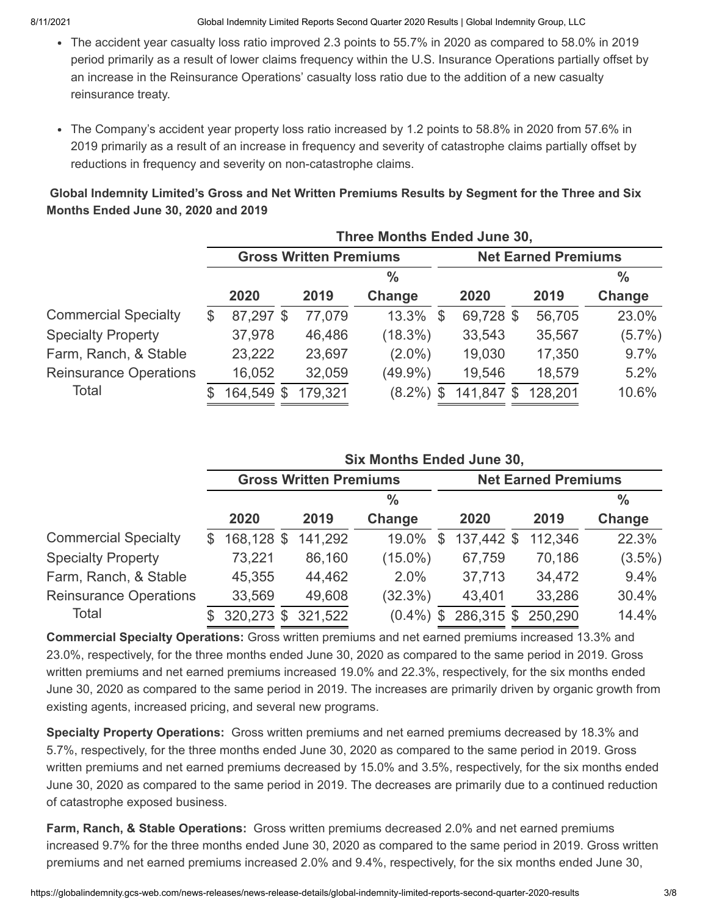- The accident year casualty loss ratio improved 2.3 points to 55.7% in 2020 as compared to 58.0% in 2019 period primarily as a result of lower claims frequency within the U.S. Insurance Operations partially offset by an increase in the Reinsurance Operations' casualty loss ratio due to the addition of a new casualty reinsurance treaty.

- The Company's accident year property loss ratio increased by 1.2 points to 58.8% in 2020 from 57.6% in 2019 primarily as a result of an increase in frequency and severity of catastrophe claims partially offset by reductions in frequency and severity on non-catastrophe claims.

**Global Indemnity Limited's Gross and Net Written Premiums Results by Segment for the Three and Six Months Ended June 30, 2020 and 2019**

| | Three Months Ended June 30, | | | | | |
|---|---|---|---|---|---|---|
| | Gross Written Premiums | | | Net Earned Premiums | | |
| | 2020 | 2019 | % Change | 2020 | 2019 | % Change |
| Commercial Specialty | $ 87,297 | $ 77,079 | 13.3% | $ 69,728 | $ 56,705 | 23.0% |
| Specialty Property | 37,978 | 46,486 | (18.3%) | 33,543 | 35,567 | (5.7%) |
| Farm, Ranch, & Stable | 23,222 | 23,697 | (2.0%) | 19,030 | 17,350 | 9.7% |
| Reinsurance Operations | 16,052 | 32,059 | (49.9%) | 19,546 | 18,579 | 5.2% |
| Total | $ 164,549 | $ 179,321 | (8.2%) | $ 141,847 | $ 128,201 | 10.6% |

| | Six Months Ended June 30, | | | | | |
|---|---|---|---|---|---|---|
| | Gross Written Premiums | | | Net Earned Premiums | | |
| | 2020 | 2019 | % Change | 2020 | 2019 | % Change |
| Commercial Specialty | $ 168,128 | $ 141,292 | 19.0% | $ 137,442 | $ 112,346 | 22.3% |
| Specialty Property | 73,221 | 86,160 | (15.0%) | 67,759 | 70,186 | (3.5%) |
| Farm, Ranch, & Stable | 45,355 | 44,462 | 2.0% | 37,713 | 34,472 | 9.4% |
| Reinsurance Operations | 33,569 | 49,608 | (32.3%) | 43,401 | 33,286 | 30.4% |
| Total | $ 320,273 | $ 321,522 | (0.4%) | $ 286,315 | $ 250,290 | 14.4% |

**Commercial Specialty Operations:** Gross written premiums and net earned premiums increased 13.3% and 23.0%, respectively, for the three months ended June 30, 2020 as compared to the same period in 2019. Gross written premiums and net earned premiums increased 19.0% and 22.3%, respectively, for the six months ended June 30, 2020 as compared to the same period in 2019. The increases are primarily driven by organic growth from existing agents, increased pricing, and several new programs.

**Specialty Property Operations:** Gross written premiums and net earned premiums decreased by 18.3% and 5.7%, respectively, for the three months ended June 30, 2020 as compared to the same period in 2019. Gross written premiums and net earned premiums decreased by 15.0% and 3.5%, respectively, for the six months ended June 30, 2020 as compared to the same period in 2019. The decreases are primarily due to a continued reduction of catastrophe exposed business.

**Farm, Ranch, & Stable Operations:** Gross written premiums decreased 2.0% and net earned premiums increased 9.7% for the three months ended June 30, 2020 as compared to the same period in 2019. Gross written premiums and net earned premiums increased 2.0% and 9.4%, respectively, for the six months ended June 30,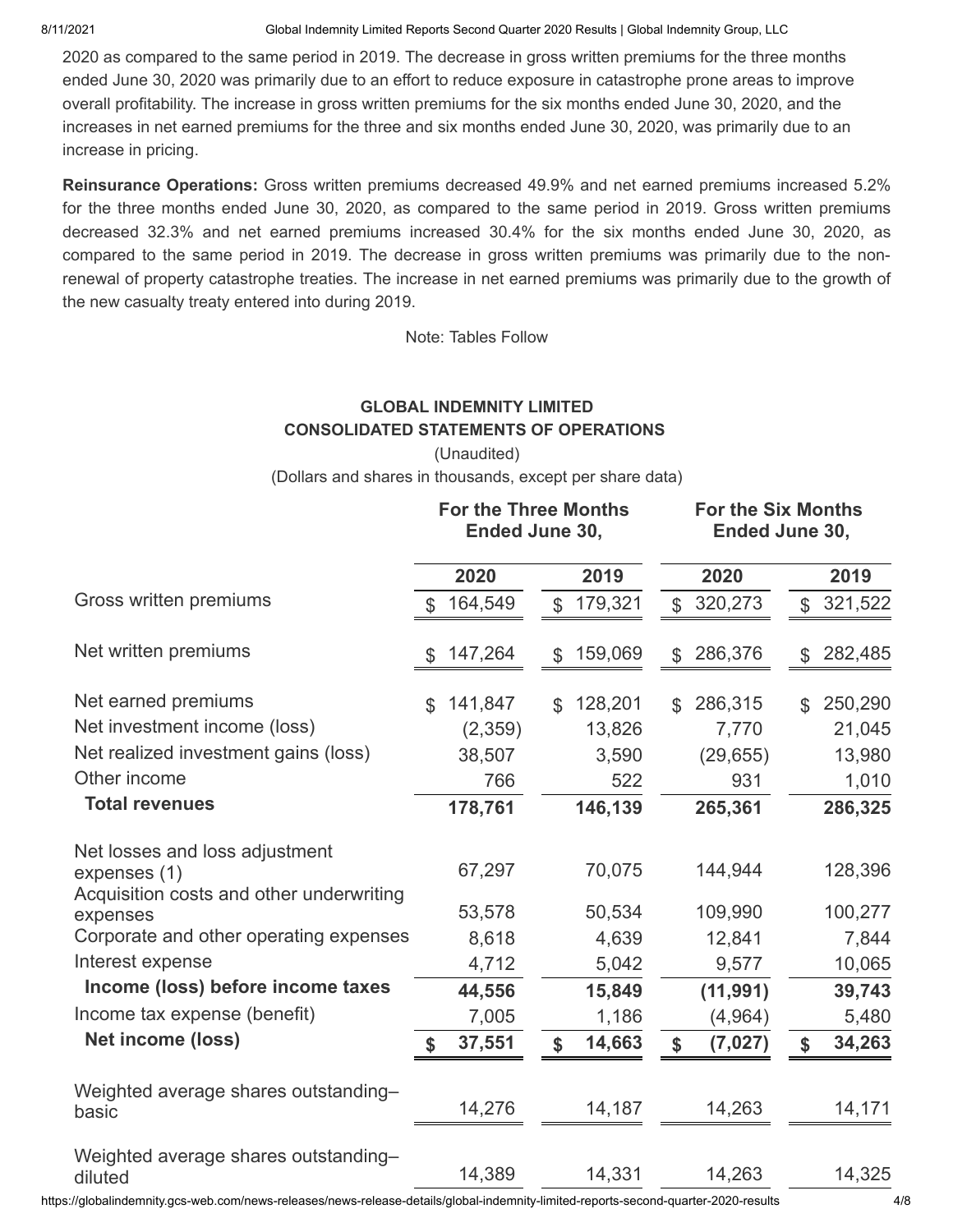2020 as compared to the same period in 2019. The decrease in gross written premiums for the three months ended June 30, 2020 was primarily due to an effort to reduce exposure in catastrophe prone areas to improve overall profitability. The increase in gross written premiums for the six months ended June 30, 2020, and the increases in net earned premiums for the three and six months ended June 30, 2020, was primarily due to an increase in pricing.

**Reinsurance Operations:** Gross written premiums decreased 49.9% and net earned premiums increased 5.2% for the three months ended June 30, 2020, as compared to the same period in 2019. Gross written premiums decreased 32.3% and net earned premiums increased 30.4% for the six months ended June 30, 2020, as compared to the same period in 2019. The decrease in gross written premiums was primarily due to the non-renewal of property catastrophe treaties. The increase in net earned premiums was primarily due to the growth of the new casualty treaty entered into during 2019.

Note: Tables Follow

**GLOBAL INDEMNITY LIMITED**
**CONSOLIDATED STATEMENTS OF OPERATIONS**
(Unaudited)
(Dollars and shares in thousands, except per share data)

| | For the Three Months Ended June 30, | | For the Six Months Ended June 30, | |
|---|---|---|---|---|
| | **2020** | **2019** | **2020** | **2019** |
| Gross written premiums | $ 164,549 | $ 179,321 | $ 320,273 | $ 321,522 |
| Net written premiums | $ 147,264 | $ 159,069 | $ 286,376 | $ 282,485 |
| Net earned premiums | $ 141,847 | $ 128,201 | $ 286,315 | $ 250,290 |
| Net investment income (loss) | (2,359) | 13,826 | 7,770 | 21,045 |
| Net realized investment gains (loss) | 38,507 | 3,590 | (29,655) | 13,980 |
| Other income | 766 | 522 | 931 | 1,010 |
| **Total revenues** | **178,761** | **146,139** | **265,361** | **286,325** |
| Net losses and loss adjustment expenses (1) | 67,297 | 70,075 | 144,944 | 128,396 |
| Acquisition costs and other underwriting expenses | 53,578 | 50,534 | 109,990 | 100,277 |
| Corporate and other operating expenses | 8,618 | 4,639 | 12,841 | 7,844 |
| Interest expense | 4,712 | 5,042 | 9,577 | 10,065 |
| **Income (loss) before income taxes** | **44,556** | **15,849** | **(11,991)** | **39,743** |
| Income tax expense (benefit) | 7,005 | 1,186 | (4,964) | 5,480 |
| **Net income (loss)** | **$ 37,551** | **$ 14,663** | **$ (7,027)** | **$ 34,263** |
| Weighted average shares outstanding–basic | 14,276 | 14,187 | 14,263 | 14,171 |
| Weighted average shares outstanding–diluted | 14,389 | 14,331 | 14,263 | 14,325 |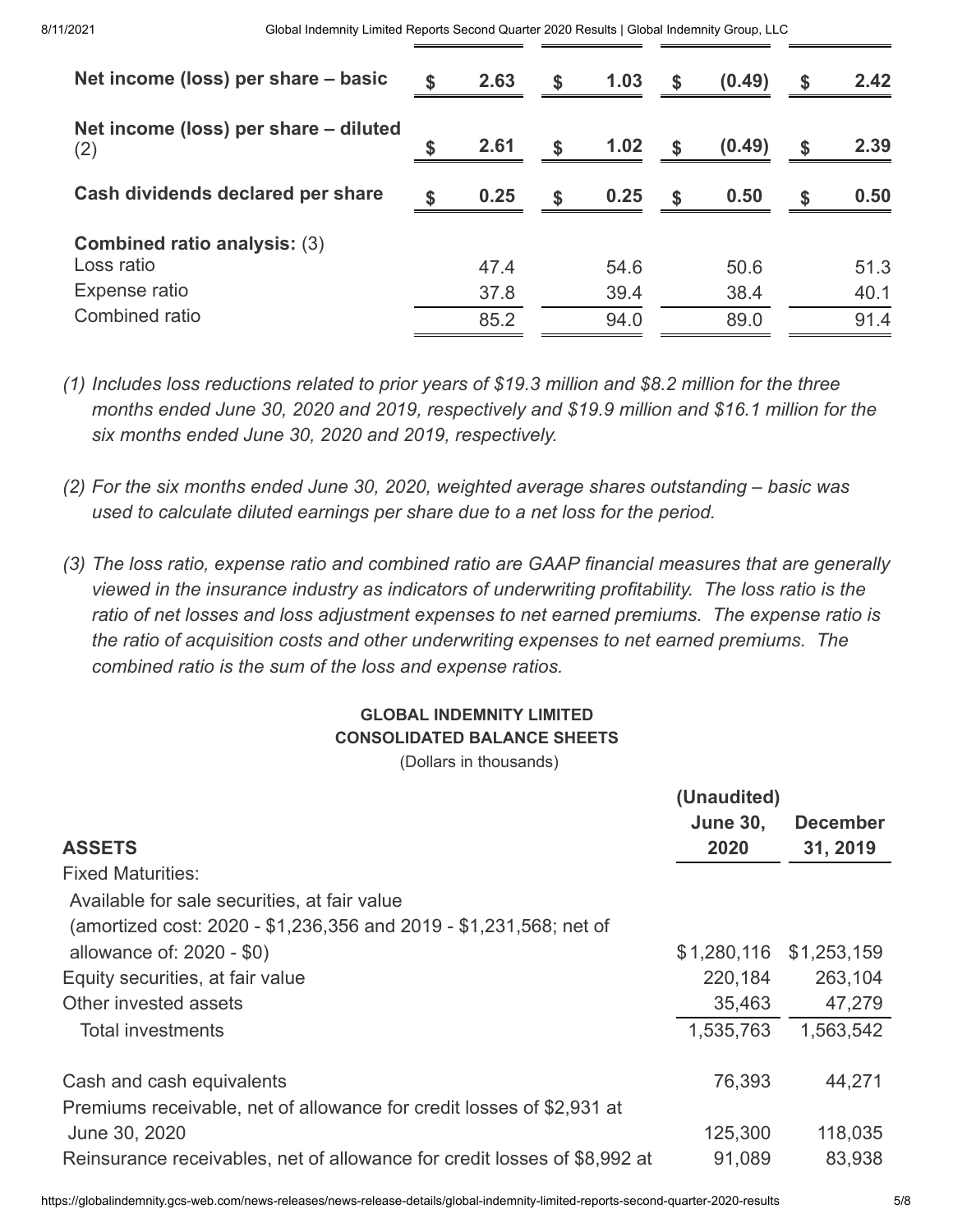| | | | | |
|---|---|---|---|---|
| **Net income (loss) per share – basic** | **$ 2.63** | **$ 1.03** | **$ (0.49)** | **$ 2.42** |
| **Net income (loss) per share – diluted** (2) | **$ 2.61** | **$ 1.02** | **$ (0.49)** | **$ 2.39** |
| **Cash dividends declared per share** | **$ 0.25** | **$ 0.25** | **$ 0.50** | **$ 0.50** |
| **Combined ratio analysis:** (3) | | | | |
| Loss ratio | 47.4 | 54.6 | 50.6 | 51.3 |
| Expense ratio | 37.8 | 39.4 | 38.4 | 40.1 |
| Combined ratio | 85.2 | 94.0 | 89.0 | 91.4 |

*(1) Includes loss reductions related to prior years of $19.3 million and $8.2 million for the three months ended June 30, 2020 and 2019, respectively and $19.9 million and $16.1 million for the six months ended June 30, 2020 and 2019, respectively.*

*(2) For the six months ended June 30, 2020, weighted average shares outstanding – basic was used to calculate diluted earnings per share due to a net loss for the period.*

*(3) The loss ratio, expense ratio and combined ratio are GAAP financial measures that are generally viewed in the insurance industry as indicators of underwriting profitability. The loss ratio is the ratio of net losses and loss adjustment expenses to net earned premiums. The expense ratio is the ratio of acquisition costs and other underwriting expenses to net earned premiums. The combined ratio is the sum of the loss and expense ratios.*

**GLOBAL INDEMNITY LIMITED**
**CONSOLIDATED BALANCE SHEETS**
(Dollars in thousands)

| **ASSETS** | **(Unaudited) June 30, 2020** | **December 31, 2019** |
|---|---|---|
| Fixed Maturities: | | |
| Available for sale securities, at fair value (amortized cost: 2020 - $1,236,356 and 2019 - $1,231,568; net of allowance of: 2020 - $0) | $1,280,116 | $1,253,159 |
| Equity securities, at fair value | 220,184 | 263,104 |
| Other invested assets | 35,463 | 47,279 |
| Total investments | 1,535,763 | 1,563,542 |
| | | |
| Cash and cash equivalents | 76,393 | 44,271 |
| Premiums receivable, net of allowance for credit losses of $2,931 at June 30, 2020 | 125,300 | 118,035 |
| Reinsurance receivables, net of allowance for credit losses of $8,992 at | 91,089 | 83,938 |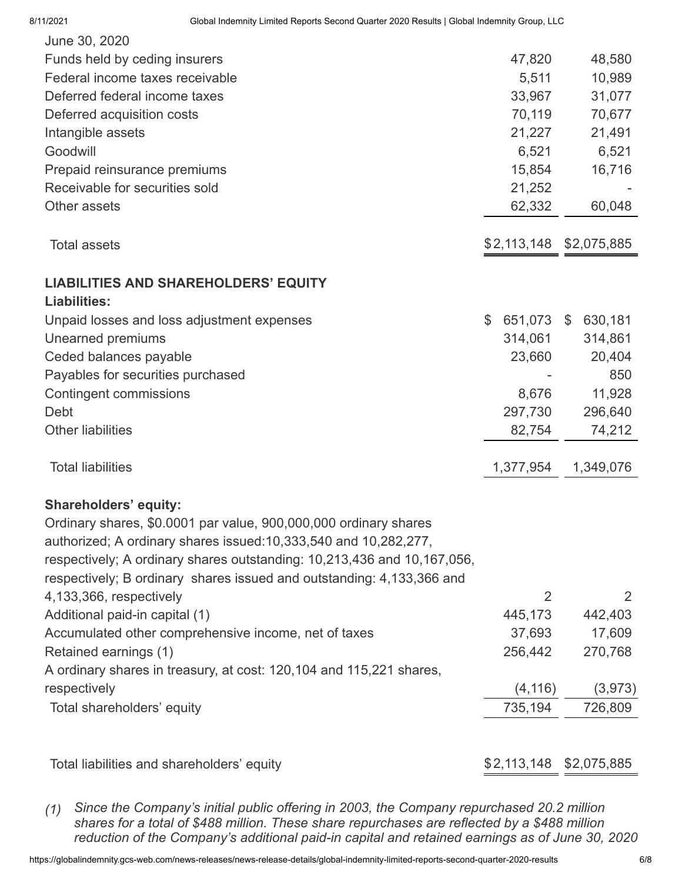| June 30, 2020 | | |
|---|---|---|
| Funds held by ceding insurers | 47,820 | 48,580 |
| Federal income taxes receivable | 5,511 | 10,989 |
| Deferred federal income taxes | 33,967 | 31,077 |
| Deferred acquisition costs | 70,119 | 70,677 |
| Intangible assets | 21,227 | 21,491 |
| Goodwill | 6,521 | 6,521 |
| Prepaid reinsurance premiums | 15,854 | 16,716 |
| Receivable for securities sold | 21,252 | - |
| Other assets | 62,332 | 60,048 |
| Total assets | $2,113,148 | $2,075,885 |
| **LIABILITIES AND SHAREHOLDERS' EQUITY** | | |
| **Liabilities:** | | |
| Unpaid losses and loss adjustment expenses | $ 651,073 | $ 630,181 |
| Unearned premiums | 314,061 | 314,861 |
| Ceded balances payable | 23,660 | 20,404 |
| Payables for securities purchased | - | 850 |
| Contingent commissions | 8,676 | 11,928 |
| Debt | 297,730 | 296,640 |
| Other liabilities | 82,754 | 74,212 |
| Total liabilities | 1,377,954 | 1,349,076 |
| **Shareholders' equity:** | | |
| Ordinary shares, $0.0001 par value, 900,000,000 ordinary shares authorized; A ordinary shares issued:10,333,540 and 10,282,277, respectively; A ordinary shares outstanding: 10,213,436 and 10,167,056, respectively; B ordinary shares issued and outstanding: 4,133,366 and 4,133,366, respectively | 2 | 2 |
| Additional paid-in capital (1) | 445,173 | 442,403 |
| Accumulated other comprehensive income, net of taxes | 37,693 | 17,609 |
| Retained earnings (1) | 256,442 | 270,768 |
| A ordinary shares in treasury, at cost: 120,104 and 115,221 shares, respectively | (4,116) | (3,973) |
| Total shareholders' equity | 735,194 | 726,809 |
| Total liabilities and shareholders' equity | $2,113,148 | $2,075,885 |

(1) *Since the Company's initial public offering in 2003, the Company repurchased 20.2 million shares for a total of $488 million. These share repurchases are reflected by a $488 million reduction of the Company's additional paid-in capital and retained earnings as of June 30, 2020*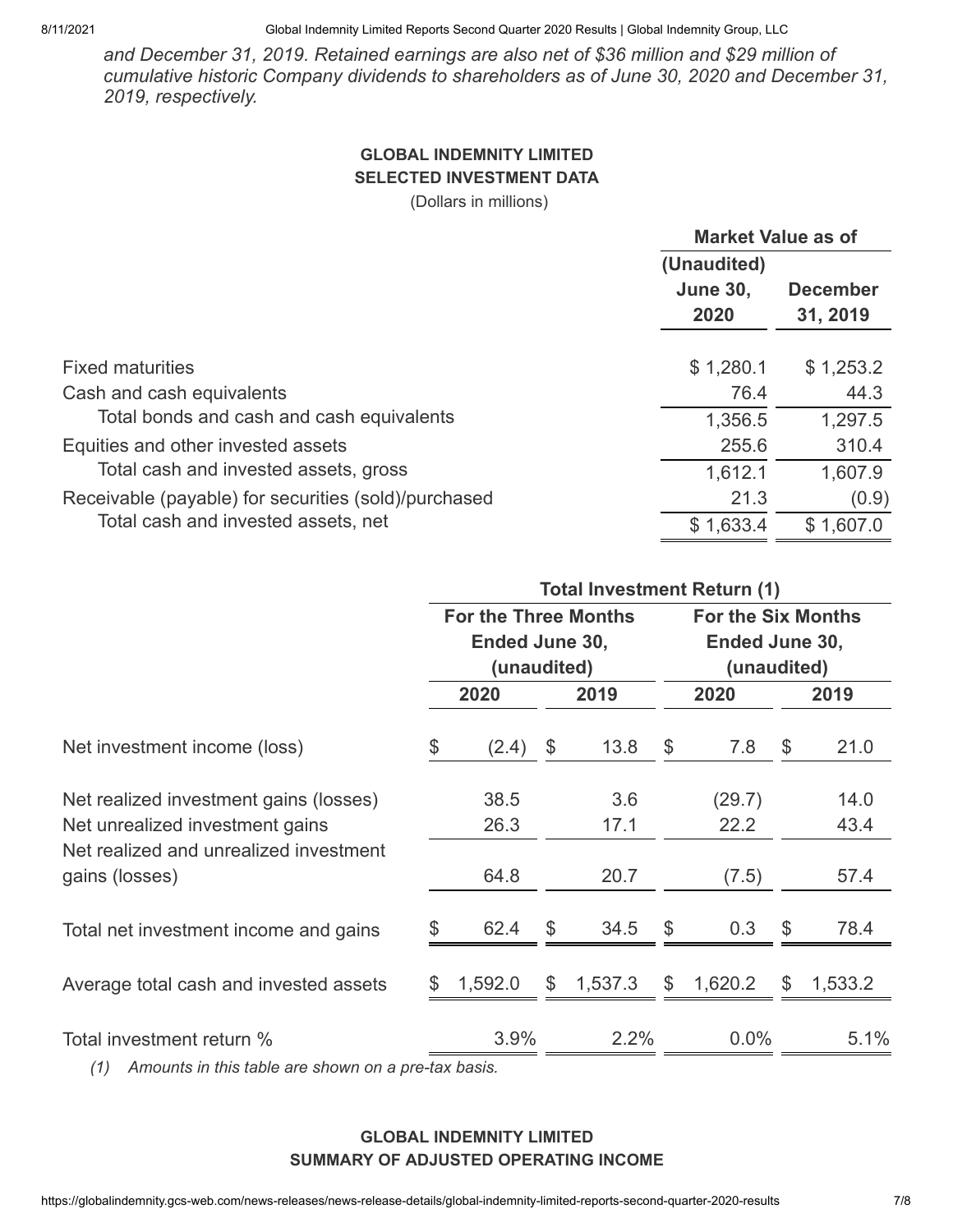*and December 31, 2019. Retained earnings are also net of $36 million and $29 million of cumulative historic Company dividends to shareholders as of June 30, 2020 and December 31, 2019, respectively.*

**GLOBAL INDEMNITY LIMITED**
**SELECTED INVESTMENT DATA**
(Dollars in millions)

| | Market Value as of | |
|---|---|---|
| | (Unaudited) June 30, 2020 | December 31, 2019 |
| Fixed maturities | $ 1,280.1 | $ 1,253.2 |
| Cash and cash equivalents | 76.4 | 44.3 |
| Total bonds and cash and cash equivalents | 1,356.5 | 1,297.5 |
| Equities and other invested assets | 255.6 | 310.4 |
| Total cash and invested assets, gross | 1,612.1 | 1,607.9 |
| Receivable (payable) for securities (sold)/purchased | 21.3 | (0.9) |
| Total cash and invested assets, net | $ 1,633.4 | $ 1,607.0 |

| | Total Investment Return (1) | | | |
|---|---|---|---|---|
| | For the Three Months Ended June 30, (unaudited) | | For the Six Months Ended June 30, (unaudited) | |
| | 2020 | 2019 | 2020 | 2019 |
| Net investment income (loss) | $ (2.4) | $ 13.8 | $ 7.8 | $ 21.0 |
| Net realized investment gains (losses) | 38.5 | 3.6 | (29.7) | 14.0 |
| Net unrealized investment gains | 26.3 | 17.1 | 22.2 | 43.4 |
| Net realized and unrealized investment gains (losses) | 64.8 | 20.7 | (7.5) | 57.4 |
| Total net investment income and gains | $ 62.4 | $ 34.5 | $ 0.3 | $ 78.4 |
| Average total cash and invested assets | $ 1,592.0 | $ 1,537.3 | $ 1,620.2 | $ 1,533.2 |
| Total investment return % | 3.9% | 2.2% | 0.0% | 5.1% |

*(1) Amounts in this table are shown on a pre-tax basis.*

**GLOBAL INDEMNITY LIMITED**
**SUMMARY OF ADJUSTED OPERATING INCOME**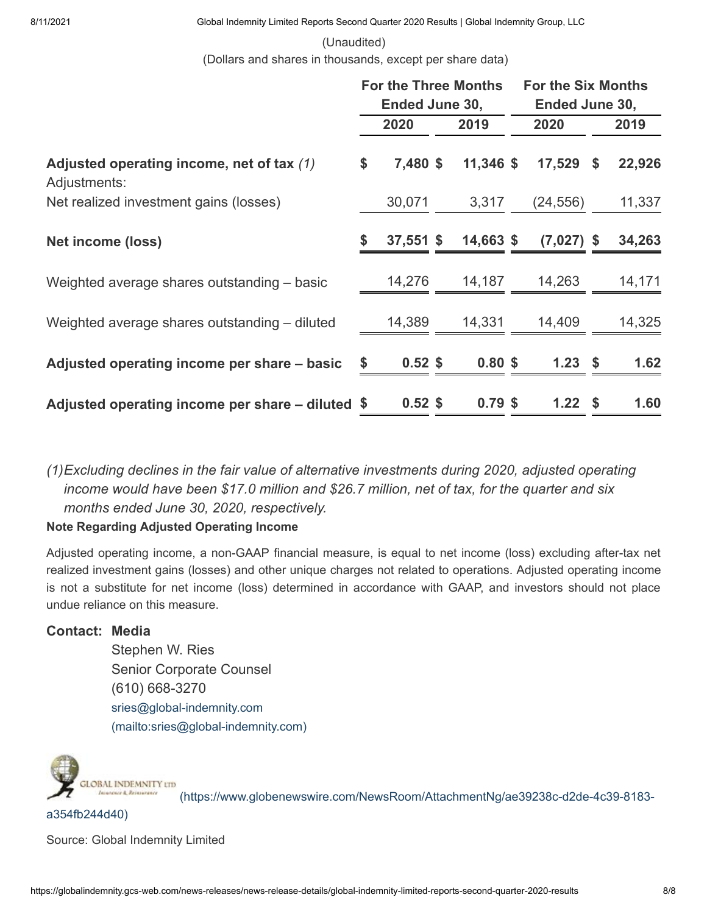(Unaudited)

(Dollars and shares in thousands, except per share data)

| | For the Three Months Ended June 30, | | For the Six Months Ended June 30, | |
|---|---|---|---|---|
| | 2020 | 2019 | 2020 | 2019 |
| **Adjusted operating income, net of tax** *(1)* | **$ 7,480** | **$ 11,346** | **$ 17,529** | **$ 22,926** |
| Adjustments: | | | | |
| Net realized investment gains (losses) | 30,071 | 3,317 | (24,556) | 11,337 |
| **Net income (loss)** | **$ 37,551** | **$ 14,663** | **$ (7,027)** | **$ 34,263** |
| Weighted average shares outstanding – basic | 14,276 | 14,187 | 14,263 | 14,171 |
| Weighted average shares outstanding – diluted | 14,389 | 14,331 | 14,409 | 14,325 |
| **Adjusted operating income per share – basic** | **$ 0.52** | **$ 0.80** | **$ 1.23** | **$ 1.62** |
| **Adjusted operating income per share – diluted** | **$ 0.52** | **$ 0.79** | **$ 1.22** | **$ 1.60** |

*(1)Excluding declines in the fair value of alternative investments during 2020, adjusted operating income would have been $17.0 million and $26.7 million, net of tax, for the quarter and six months ended June 30, 2020, respectively.*

**Note Regarding Adjusted Operating Income**

Adjusted operating income, a non-GAAP financial measure, is equal to net income (loss) excluding after-tax net realized investment gains (losses) and other unique charges not related to operations. Adjusted operating income is not a substitute for net income (loss) determined in accordance with GAAP, and investors should not place undue reliance on this measure.

**Contact: Media**

Stephen W. Ries
Senior Corporate Counsel
(610) 668-3270
sries@global-indemnity.com
(mailto:sries@global-indemnity.com)

(https://www.globenewswire.com/NewsRoom/AttachmentNg/ae39238c-d2de-4c39-8183-a354fb244d40)

Source: Global Indemnity Limited